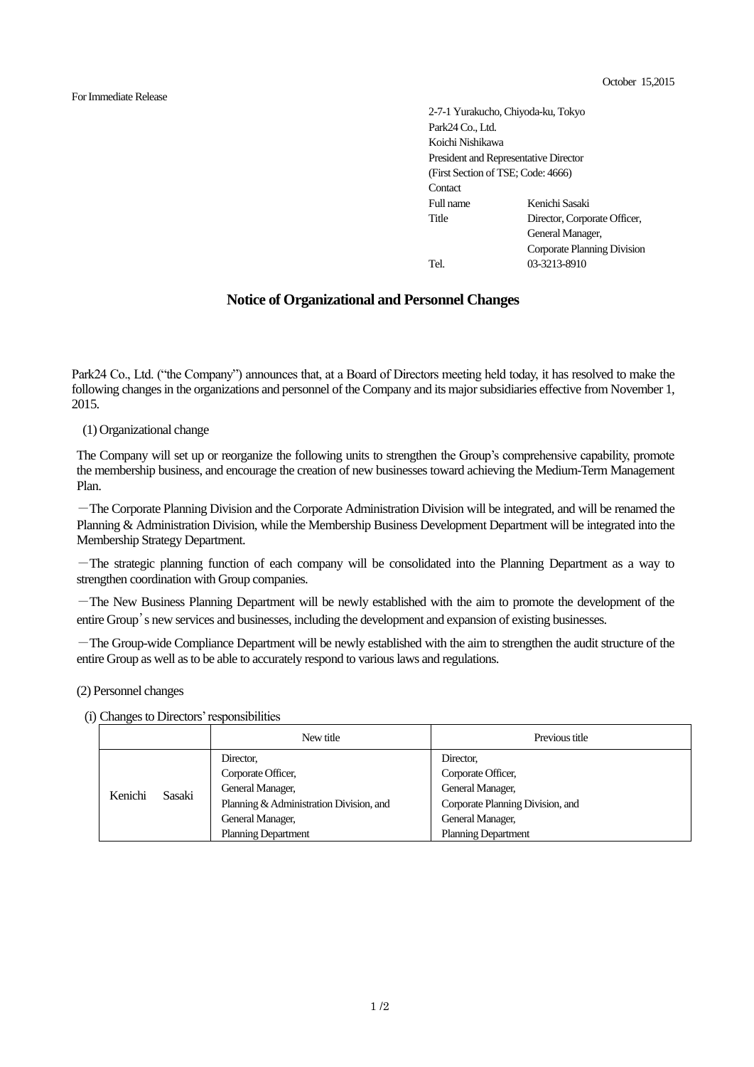October 15,2015

For Immediate Release

2-7-1 Yurakucho, Chiyoda-ku, Tokyo
Park24 Co., Ltd.
Koichi Nishikawa
President and Representative Director
(First Section of TSE; Code: 4666)
Contact

| | |
|---|---|
| Full name | Kenichi Sasaki |
| Title | Director, Corporate Officer, General Manager, Corporate Planning Division |
| Tel. | 03-3213-8910 |

# Notice of Organizational and Personnel Changes

Park24 Co., Ltd. (“the Company”) announces that, at a Board of Directors meeting held today, it has resolved to make the following changes in the organizations and personnel of the Company and its major subsidiaries effective from November 1, 2015.

(1) Organizational change

The Company will set up or reorganize the following units to strengthen the Group’s comprehensive capability, promote the membership business, and encourage the creation of new businesses toward achieving the Medium-Term Management Plan.

－The Corporate Planning Division and the Corporate Administration Division will be integrated, and will be renamed the Planning & Administration Division, while the Membership Business Development Department will be integrated into the Membership Strategy Department.

－The strategic planning function of each company will be consolidated into the Planning Department as a way to strengthen coordination with Group companies.

－The New Business Planning Department will be newly established with the aim to promote the development of the entire Group’s new services and businesses, including the development and expansion of existing businesses.

－The Group-wide Compliance Department will be newly established with the aim to strengthen the audit structure of the entire Group as well as to be able to accurately respond to various laws and regulations.

(2) Personnel changes

(i) Changes to Directors’ responsibilities

| | New title | Previous title |
|---|---|---|
| Kenichi Sasaki | Director,<br>Corporate Officer,<br>General Manager,<br>Planning & Administration Division, and<br>General Manager,<br>Planning Department | Director,<br>Corporate Officer,<br>General Manager,<br>Corporate Planning Division, and<br>General Manager,<br>Planning Department |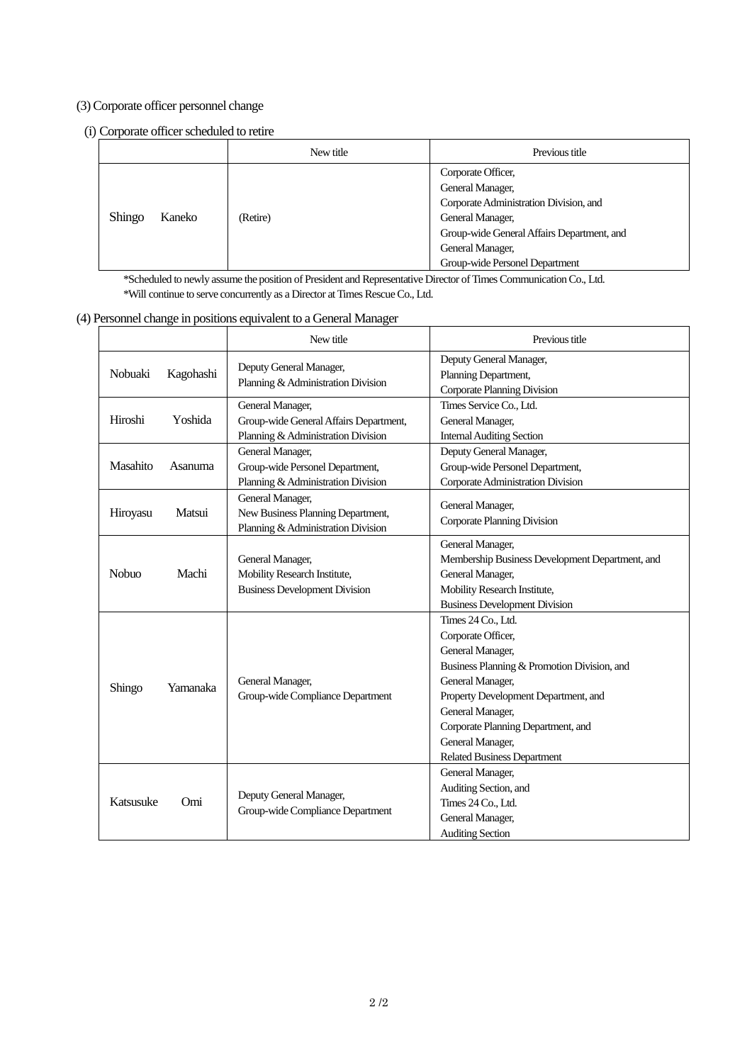(3) Corporate officer personnel change

(i) Corporate officer scheduled to retire

| | New title | Previous title |
|---|---|---|
| Shingo Kaneko | (Retire) | Corporate Officer, General Manager, Corporate Administration Division, and General Manager, Group-wide General Affairs Department, and General Manager, Group-wide Personel Department |

*Scheduled to newly assume the position of President and Representative Director of Times Communication Co., Ltd.
*Will continue to serve concurrently as a Director at Times Rescue Co., Ltd.

(4) Personnel change in positions equivalent to a General Manager

| | New title | Previous title |
|---|---|---|
| Nobuaki Kagohashi | Deputy General Manager, Planning & Administration Division | Deputy General Manager, Planning Department, Corporate Planning Division |
| Hiroshi Yoshida | General Manager, Group-wide General Affairs Department, Planning & Administration Division | Times Service Co., Ltd. General Manager, Internal Auditing Section |
| Masahito Asanuma | General Manager, Group-wide Personel Department, Planning & Administration Division | Deputy General Manager, Group-wide Personel Department, Corporate Administration Division |
| Hiroyasu Matsui | General Manager, New Business Planning Department, Planning & Administration Division | General Manager, Corporate Planning Division |
| Nobuo Machi | General Manager, Mobility Research Institute, Business Development Division | General Manager, Membership Business Development Department, and General Manager, Mobility Research Institute, Business Development Division |
| Shingo Yamanaka | General Manager, Group-wide Compliance Department | Times 24 Co., Ltd. Corporate Officer, General Manager, Business Planning & Promotion Division, and General Manager, Property Development Department, and General Manager, Corporate Planning Department, and General Manager, Related Business Department |
| Katsusuke Omi | Deputy General Manager, Group-wide Compliance Department | General Manager, Auditing Section, and Times 24 Co., Ltd. General Manager, Auditing Section |